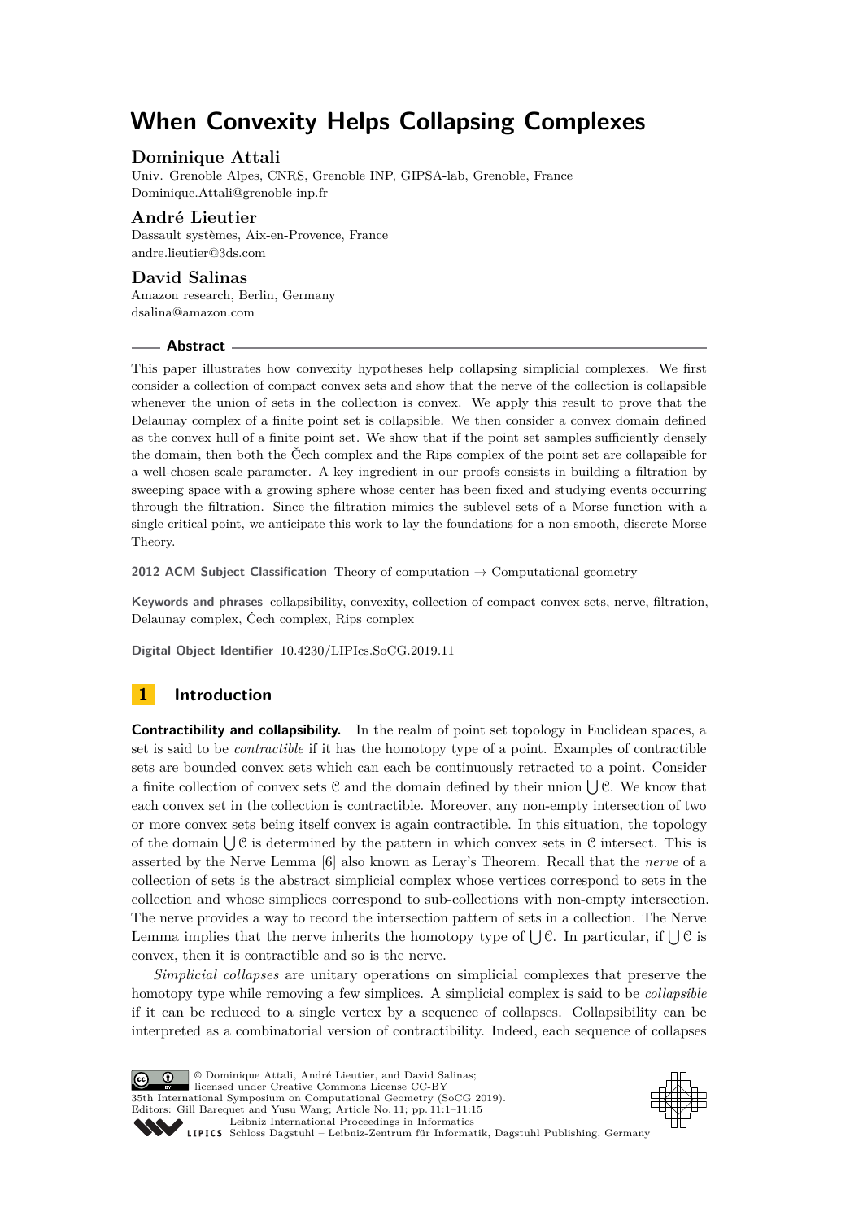# When Convexity Helps Collapsing Complexes

**Dominique Attali**
Univ. Grenoble Alpes, CNRS, Grenoble INP, GIPSA-lab, Grenoble, France
Dominique.Attali@grenoble-inp.fr

**André Lieutier**
Dassault systèmes, Aix-en-Provence, France
andre.lieutier@3ds.com

**David Salinas**
Amazon research, Berlin, Germany
dsalina@amazon.com

## Abstract

This paper illustrates how convexity hypotheses help collapsing simplicial complexes. We first consider a collection of compact convex sets and show that the nerve of the collection is collapsible whenever the union of sets in the collection is convex. We apply this result to prove that the Delaunay complex of a finite point set is collapsible. We then consider a convex domain defined as the convex hull of a finite point set. We show that if the point set samples sufficiently densely the domain, then both the Čech complex and the Rips complex of the point set are collapsible for a well-chosen scale parameter. A key ingredient in our proofs consists in building a filtration by sweeping space with a growing sphere whose center has been fixed and studying events occurring through the filtration. Since the filtration mimics the sublevel sets of a Morse function with a single critical point, we anticipate this work to lay the foundations for a non-smooth, discrete Morse Theory.

**2012 ACM Subject Classification** Theory of computation → Computational geometry

**Keywords and phrases** collapsibility, convexity, collection of compact convex sets, nerve, filtration, Delaunay complex, Čech complex, Rips complex

**Digital Object Identifier** 10.4230/LIPIcs.SoCG.2019.11

## 1 Introduction

**Contractibility and collapsibility.** In the realm of point set topology in Euclidean spaces, a set is said to be *contractible* if it has the homotopy type of a point. Examples of contractible sets are bounded convex sets which can each be continuously retracted to a point. Consider a finite collection of convex sets $\mathcal{C}$ and the domain defined by their union $\bigcup \mathcal{C}$. We know that each convex set in the collection is contractible. Moreover, any non-empty intersection of two or more convex sets being itself convex is again contractible. In this situation, the topology of the domain $\bigcup \mathcal{C}$ is determined by the pattern in which convex sets in $\mathcal{C}$ intersect. This is asserted by the Nerve Lemma [6] also known as Leray's Theorem. Recall that the *nerve* of a collection of sets is the abstract simplicial complex whose vertices correspond to sets in the collection and whose simplices correspond to sub-collections with non-empty intersection. The nerve provides a way to record the intersection pattern of sets in a collection. The Nerve Lemma implies that the nerve inherits the homotopy type of $\bigcup \mathcal{C}$. In particular, if $\bigcup \mathcal{C}$ is convex, then it is contractible and so is the nerve.

*Simplicial collapses* are unitary operations on simplicial complexes that preserve the homotopy type while removing a few simplices. A simplicial complex is said to be *collapsible* if it can be reduced to a single vertex by a sequence of collapses. Collapsibility can be interpreted as a combinatorial version of contractibility. Indeed, each sequence of collapses

© Dominique Attali, André Lieutier, and David Salinas; licensed under Creative Commons License CC-BY
35th International Symposium on Computational Geometry (SoCG 2019).
Editors: Gill Barequet and Yusu Wang; Article No. 11; pp. 11:1–11:15
Leibniz International Proceedings in Informatics
LIPICS Schloss Dagstuhl – Leibniz-Zentrum für Informatik, Dagstuhl Publishing, Germany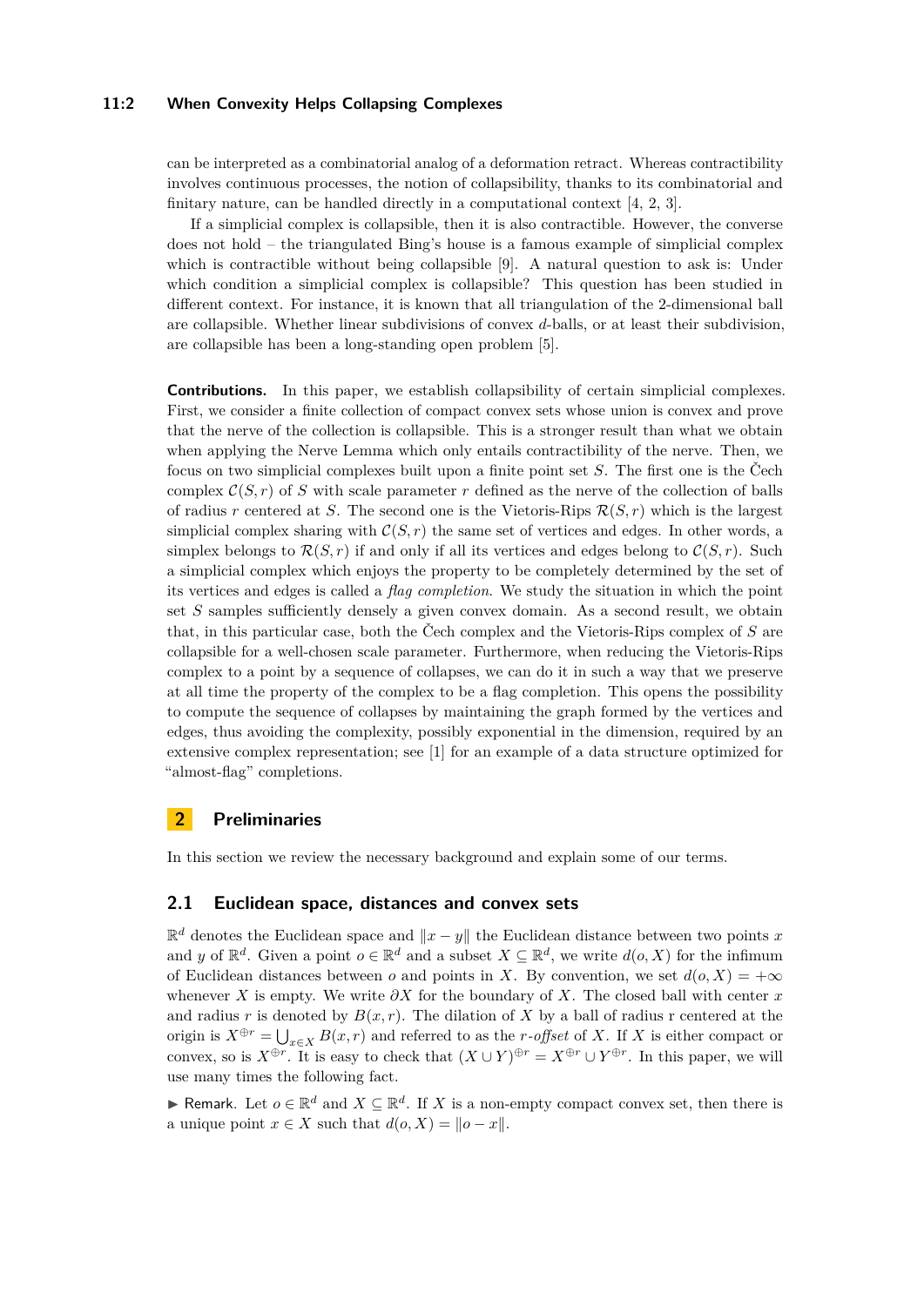can be interpreted as a combinatorial analog of a deformation retract. Whereas contractibility involves continuous processes, the notion of collapsibility, thanks to its combinatorial and finitary nature, can be handled directly in a computational context [4, 2, 3].

If a simplicial complex is collapsible, then it is also contractible. However, the converse does not hold – the triangulated Bing's house is a famous example of simplicial complex which is contractible without being collapsible [9]. A natural question to ask is: Under which condition a simplicial complex is collapsible? This question has been studied in different context. For instance, it is known that all triangulation of the 2-dimensional ball are collapsible. Whether linear subdivisions of convex $d$-balls, or at least their subdivision, are collapsible has been a long-standing open problem [5].

**Contributions.** In this paper, we establish collapsibility of certain simplicial complexes. First, we consider a finite collection of compact convex sets whose union is convex and prove that the nerve of the collection is collapsible. This is a stronger result than what we obtain when applying the Nerve Lemma which only entails contractibility of the nerve. Then, we focus on two simplicial complexes built upon a finite point set $S$. The first one is the Čech complex $\mathcal{C}(S,r)$ of $S$ with scale parameter $r$ defined as the nerve of the collection of balls of radius $r$ centered at $S$. The second one is the Vietoris-Rips $\mathcal{R}(S,r)$ which is the largest simplicial complex sharing with $\mathcal{C}(S,r)$ the same set of vertices and edges. In other words, a simplex belongs to $\mathcal{R}(S,r)$ if and only if all its vertices and edges belong to $\mathcal{C}(S,r)$. Such a simplicial complex which enjoys the property to be completely determined by the set of its vertices and edges is called a *flag completion*. We study the situation in which the point set $S$ samples sufficiently densely a given convex domain. As a second result, we obtain that, in this particular case, both the Čech complex and the Vietoris-Rips complex of $S$ are collapsible for a well-chosen scale parameter. Furthermore, when reducing the Vietoris-Rips complex to a point by a sequence of collapses, we can do it in such a way that we preserve at all time the property of the complex to be a flag completion. This opens the possibility to compute the sequence of collapses by maintaining the graph formed by the vertices and edges, thus avoiding the complexity, possibly exponential in the dimension, required by an extensive complex representation; see [1] for an example of a data structure optimized for "almost-flag" completions.

## 2 Preliminaries

In this section we review the necessary background and explain some of our terms.

### 2.1 Euclidean space, distances and convex sets

$\mathbb{R}^d$ denotes the Euclidean space and $\|x - y\|$ the Euclidean distance between two points $x$ and $y$ of $\mathbb{R}^d$. Given a point $o \in \mathbb{R}^d$ and a subset $X \subseteq \mathbb{R}^d$, we write $d(o, X)$ for the infimum of Euclidean distances between $o$ and points in $X$. By convention, we set $d(o, X) = +\infty$ whenever $X$ is empty. We write $\partial X$ for the boundary of $X$. The closed ball with center $x$ and radius $r$ is denoted by $B(x, r)$. The dilation of $X$ by a ball of radius r centered at the origin is $X^{\oplus r} = \bigcup_{x \in X} B(x, r)$ and referred to as the $r$-*offset* of $X$. If $X$ is either compact or convex, so is $X^{\oplus r}$. It is easy to check that $(X \cup Y)^{\oplus r} = X^{\oplus r} \cup Y^{\oplus r}$. In this paper, we will use many times the following fact.

▶ Remark. Let $o \in \mathbb{R}^d$ and $X \subseteq \mathbb{R}^d$. If $X$ is a non-empty compact convex set, then there is a unique point $x \in X$ such that $d(o, X) = \|o - x\|$.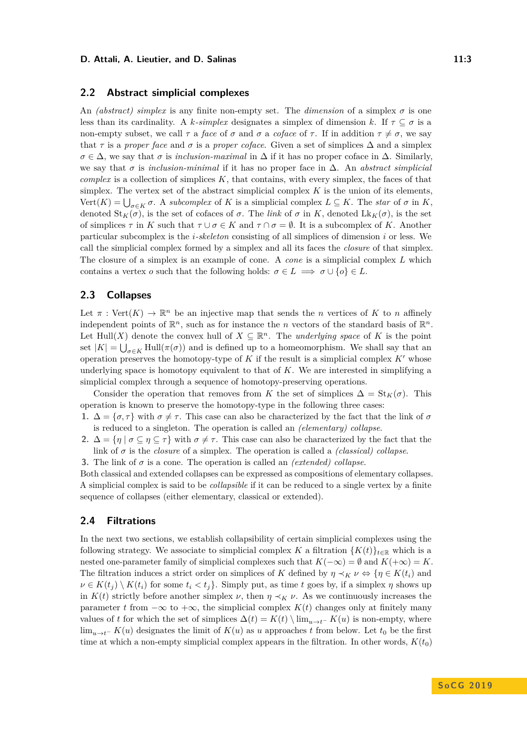## 2.2 Abstract simplicial complexes

An *(abstract) simplex* is any finite non-empty set. The *dimension* of a simplex $\sigma$ is one less than its cardinality. A *k-simplex* designates a simplex of dimension $k$. If $\tau \subseteq \sigma$ is a non-empty subset, we call $\tau$ a *face* of $\sigma$ and $\sigma$ a *coface* of $\tau$. If in addition $\tau \neq \sigma$, we say that $\tau$ is a *proper face* and $\sigma$ is a *proper coface*. Given a set of simplices $\Delta$ and a simplex $\sigma \in \Delta$, we say that $\sigma$ is *inclusion-maximal* in $\Delta$ if it has no proper coface in $\Delta$. Similarly, we say that $\sigma$ is *inclusion-minimal* if it has no proper face in $\Delta$. An *abstract simplicial complex* is a collection of simplices $K$, that contains, with every simplex, the faces of that simplex. The vertex set of the abstract simplicial complex $K$ is the union of its elements, $\mathrm{Vert}(K) = \bigcup_{\sigma \in K} \sigma$. A *subcomplex* of $K$ is a simplicial complex $L \subseteq K$. The *star* of $\sigma$ in $K$, denoted $\mathrm{St}_K(\sigma)$, is the set of cofaces of $\sigma$. The *link* of $\sigma$ in $K$, denoted $\mathrm{Lk}_K(\sigma)$, is the set of simplices $\tau$ in $K$ such that $\tau \cup \sigma \in K$ and $\tau \cap \sigma = \emptyset$. It is a subcomplex of $K$. Another particular subcomplex is the *i-skeleton* consisting of all simplices of dimension $i$ or less. We call the simplicial complex formed by a simplex and all its faces the *closure* of that simplex. The closure of a simplex is an example of cone. A *cone* is a simplicial complex $L$ which contains a vertex $o$ such that the following holds: $\sigma \in L \implies \sigma \cup \{o\} \in L$.

## 2.3 Collapses

Let $\pi : \mathrm{Vert}(K) \to \mathbb{R}^n$ be an injective map that sends the $n$ vertices of $K$ to $n$ affinely independent points of $\mathbb{R}^n$, such as for instance the $n$ vectors of the standard basis of $\mathbb{R}^n$. Let $\mathrm{Hull}(X)$ denote the convex hull of $X \subseteq \mathbb{R}^n$. The *underlying space* of $K$ is the point set $|K| = \bigcup_{\sigma \in K} \mathrm{Hull}(\pi(\sigma))$ and is defined up to a homeomorphism. We shall say that an operation preserves the homotopy-type of $K$ if the result is a simplicial complex $K'$ whose underlying space is homotopy equivalent to that of $K$. We are interested in simplifying a simplicial complex through a sequence of homotopy-preserving operations.

Consider the operation that removes from $K$ the set of simplices $\Delta = \mathrm{St}_K(\sigma)$. This operation is known to preserve the homotopy-type in the following three cases:

1. $\Delta = \{\sigma, \tau\}$ with $\sigma \neq \tau$. This case can also be characterized by the fact that the link of $\sigma$ is reduced to a singleton. The operation is called an *(elementary) collapse*.
2. $\Delta = \{\eta \mid \sigma \subseteq \eta \subseteq \tau\}$ with $\sigma \neq \tau$. This case can also be characterized by the fact that the link of $\sigma$ is the *closure* of a simplex. The operation is called a *(classical) collapse*.
3. The link of $\sigma$ is a cone. The operation is called an *(extended) collapse*.

Both classical and extended collapses can be expressed as compositions of elementary collapses. A simplicial complex is said to be *collapsible* if it can be reduced to a single vertex by a finite sequence of collapses (either elementary, classical or extended).

## 2.4 Filtrations

In the next two sections, we establish collapsibility of certain simplicial complexes using the following strategy. We associate to simplicial complex $K$ a filtration $\{K(t)\}_{t \in \mathbb{R}}$ which is a nested one-parameter family of simplicial complexes such that $K(-\infty) = \emptyset$ and $K(+\infty) = K$. The filtration induces a strict order on simplices of $K$ defined by $\eta \prec_K \nu \Leftrightarrow \{\eta \in K(t_i)$ and $\nu \in K(t_j) \setminus K(t_i)$ for some $t_i < t_j\}$. Simply put, as time $t$ goes by, if a simplex $\eta$ shows up in $K(t)$ strictly before another simplex $\nu$, then $\eta \prec_K \nu$. As we continuously increases the parameter $t$ from $-\infty$ to $+\infty$, the simplicial complex $K(t)$ changes only at finitely many values of $t$ for which the set of simplices $\Delta(t) = K(t) \setminus \lim_{u \to t^-} K(u)$ is non-empty, where $\lim_{u \to t^-} K(u)$ designates the limit of $K(u)$ as $u$ approaches $t$ from below. Let $t_0$ be the first time at which a non-empty simplicial complex appears in the filtration. In other words, $K(t_0)$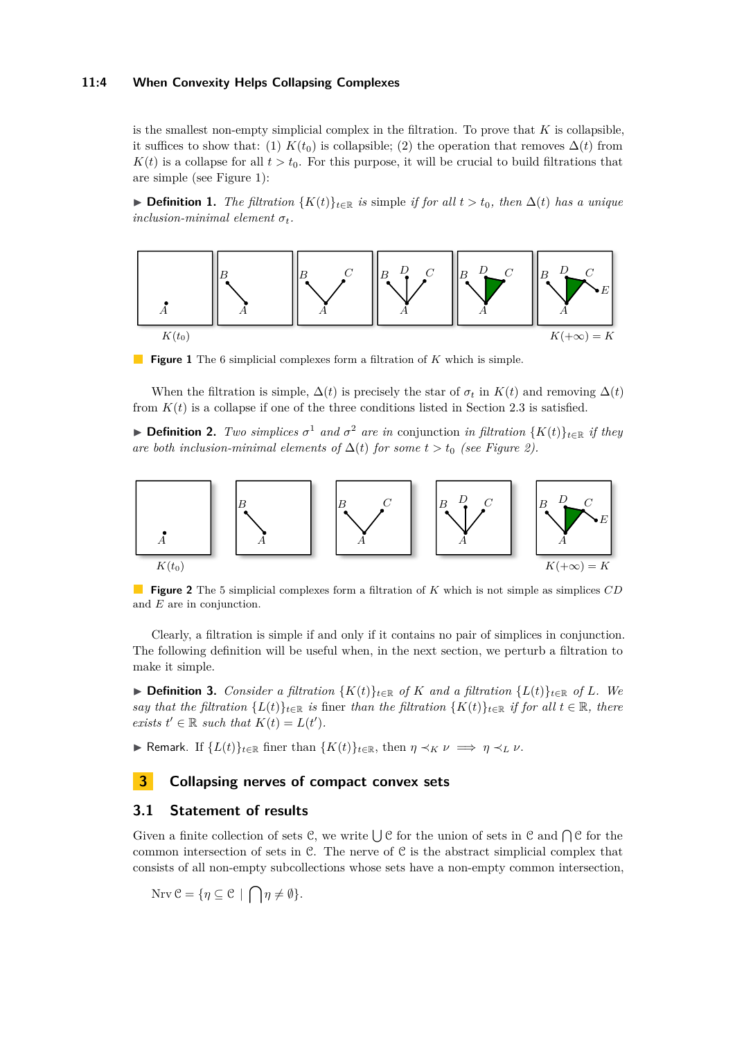is the smallest non-empty simplicial complex in the filtration. To prove that $K$ is collapsible, it suffices to show that: (1) $K(t_0)$ is collapsible; (2) the operation that removes $\Delta(t)$ from $K(t)$ is a collapse for all $t > t_0$. For this purpose, it will be crucial to build filtrations that are simple (see Figure 1):

▶ **Definition 1.** *The filtration* $\{K(t)\}_{t\in\mathbb{R}}$ *is* simple *if for all* $t > t_0$*, then* $\Delta(t)$ *has a unique inclusion-minimal element* $\sigma_t$*.*

**Figure 1** The 6 simplicial complexes form a filtration of $K$ which is simple.

When the filtration is simple, $\Delta(t)$ is precisely the star of $\sigma_t$ in $K(t)$ and removing $\Delta(t)$ from $K(t)$ is a collapse if one of the three conditions listed in Section 2.3 is satisfied.

▶ **Definition 2.** *Two simplices* $\sigma^1$ *and* $\sigma^2$ *are in* conjunction *in filtration* $\{K(t)\}_{t\in\mathbb{R}}$ *if they are both inclusion-minimal elements of* $\Delta(t)$ *for some* $t > t_0$ *(see Figure 2).*

**Figure 2** The 5 simplicial complexes form a filtration of $K$ which is not simple as simplices $CD$ and $E$ are in conjunction.

Clearly, a filtration is simple if and only if it contains no pair of simplices in conjunction. The following definition will be useful when, in the next section, we perturb a filtration to make it simple.

▶ **Definition 3.** *Consider a filtration* $\{K(t)\}_{t\in\mathbb{R}}$ *of* $K$ *and a filtration* $\{L(t)\}_{t\in\mathbb{R}}$ *of* $L$*. We say that the filtration* $\{L(t)\}_{t\in\mathbb{R}}$ *is* finer *than the filtration* $\{K(t)\}_{t\in\mathbb{R}}$ *if for all* $t \in \mathbb{R}$*, there exists* $t' \in \mathbb{R}$ *such that* $K(t) = L(t')$*.*

▶ Remark. If $\{L(t)\}_{t\in\mathbb{R}}$ finer than $\{K(t)\}_{t\in\mathbb{R}}$, then $\eta \prec_K \nu \implies \eta \prec_L \nu$.

## 3 Collapsing nerves of compact convex sets

### 3.1 Statement of results

Given a finite collection of sets $\mathcal{C}$, we write $\bigcup \mathcal{C}$ for the union of sets in $\mathcal{C}$ and $\bigcap \mathcal{C}$ for the common intersection of sets in $\mathcal{C}$. The nerve of $\mathcal{C}$ is the abstract simplicial complex that consists of all non-empty subcollections whose sets have a non-empty common intersection,

$$\operatorname{Nrv} \mathcal{C} = \{\eta \subseteq \mathcal{C} \mid \bigcap \eta \neq \emptyset\}.$$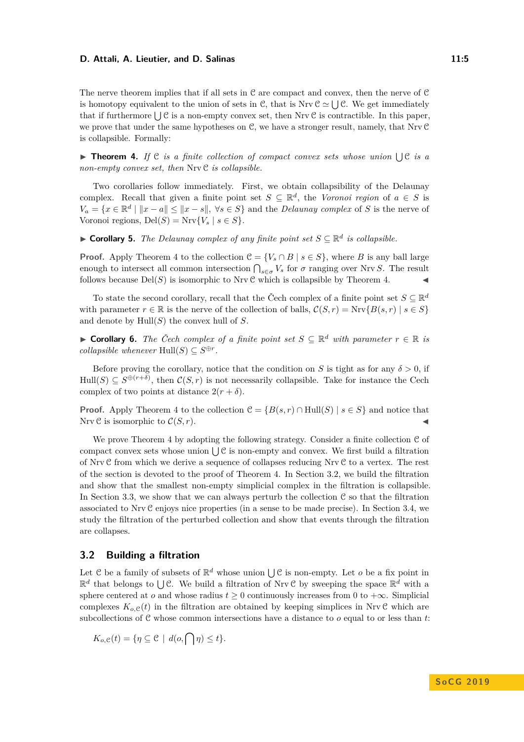The nerve theorem implies that if all sets in $\mathcal{C}$ are compact and convex, then the nerve of $\mathcal{C}$ is homotopy equivalent to the union of sets in $\mathcal{C}$, that is $\operatorname{Nrv}\mathcal{C} \simeq \bigcup \mathcal{C}$. We get immediately that if furthermore $\bigcup \mathcal{C}$ is a non-empty convex set, then $\operatorname{Nrv}\mathcal{C}$ is contractible. In this paper, we prove that under the same hypotheses on $\mathcal{C}$, we have a stronger result, namely, that $\operatorname{Nrv}\mathcal{C}$ is collapsible. Formally:

▶ **Theorem 4.** *If $\mathcal{C}$ is a finite collection of compact convex sets whose union $\bigcup \mathcal{C}$ is a non-empty convex set, then $\operatorname{Nrv}\mathcal{C}$ is collapsible.*

Two corollaries follow immediately. First, we obtain collapsibility of the Delaunay complex. Recall that given a finite point set $S \subseteq \mathbb{R}^d$, the *Voronoi region* of $a \in S$ is $V_a = \{x \in \mathbb{R}^d \mid \|x - a\| \leq \|x - s\|, \ \forall s \in S\}$ and the *Delaunay complex* of $S$ is the nerve of Voronoi regions, $\operatorname{Del}(S) = \operatorname{Nrv}\{V_s \mid s \in S\}$.

▶ **Corollary 5.** *The Delaunay complex of any finite point set $S \subseteq \mathbb{R}^d$ is collapsible.*

**Proof.** Apply Theorem 4 to the collection $\mathcal{C} = \{V_s \cap B \mid s \in S\}$, where $B$ is any ball large enough to intersect all common intersection $\bigcap_{s \in \sigma} V_s$ for $\sigma$ ranging over $\operatorname{Nrv} S$. The result follows because $\operatorname{Del}(S)$ is isomorphic to $\operatorname{Nrv}\mathcal{C}$ which is collapsible by Theorem 4. ◀

To state the second corollary, recall that the Čech complex of a finite point set $S \subseteq \mathbb{R}^d$ with parameter $r \in \mathbb{R}$ is the nerve of the collection of balls, $\mathcal{C}(S, r) = \operatorname{Nrv}\{B(s, r) \mid s \in S\}$ and denote by $\operatorname{Hull}(S)$ the convex hull of $S$.

▶ **Corollary 6.** *The Čech complex of a finite point set $S \subseteq \mathbb{R}^d$ with parameter $r \in \mathbb{R}$ is collapsible whenever $\operatorname{Hull}(S) \subseteq S^{\oplus r}$.*

Before proving the corollary, notice that the condition on $S$ is tight as for any $\delta > 0$, if $\operatorname{Hull}(S) \subseteq S^{\oplus(r+\delta)}$, then $\mathcal{C}(S, r)$ is not necessarily collapsible. Take for instance the Cech complex of two points at distance $2(r + \delta)$.

**Proof.** Apply Theorem 4 to the collection $\mathcal{C} = \{B(s, r) \cap \operatorname{Hull}(S) \mid s \in S\}$ and notice that $\operatorname{Nrv}\mathcal{C}$ is isomorphic to $\mathcal{C}(S, r)$. ◀

We prove Theorem 4 by adopting the following strategy. Consider a finite collection $\mathcal{C}$ of compact convex sets whose union $\bigcup \mathcal{C}$ is non-empty and convex. We first build a filtration of $\operatorname{Nrv}\mathcal{C}$ from which we derive a sequence of collapses reducing $\operatorname{Nrv}\mathcal{C}$ to a vertex. The rest of the section is devoted to the proof of Theorem 4. In Section 3.2, we build the filtration and show that the smallest non-empty simplicial complex in the filtration is collapsible. In Section 3.3, we show that we can always perturb the collection $\mathcal{C}$ so that the filtration associated to $\operatorname{Nrv}\mathcal{C}$ enjoys nice properties (in a sense to be made precise). In Section 3.4, we study the filtration of the perturbed collection and show that events through the filtration are collapses.

## 3.2 Building a filtration

Let $\mathcal{C}$ be a family of subsets of $\mathbb{R}^d$ whose union $\bigcup \mathcal{C}$ is non-empty. Let $o$ be a fix point in $\mathbb{R}^d$ that belongs to $\bigcup \mathcal{C}$. We build a filtration of $\operatorname{Nrv}\mathcal{C}$ by sweeping the space $\mathbb{R}^d$ with a sphere centered at $o$ and whose radius $t \geq 0$ continuously increases from 0 to $+\infty$. Simplicial complexes $K_{o,\mathcal{C}}(t)$ in the filtration are obtained by keeping simplices in $\operatorname{Nrv}\mathcal{C}$ which are subcollections of $\mathcal{C}$ whose common intersections have a distance to $o$ equal to or less than $t$:

$$K_{o,\mathcal{C}}(t) = \{\eta \subseteq \mathcal{C} \mid d(o, \bigcap \eta) \leq t\}.$$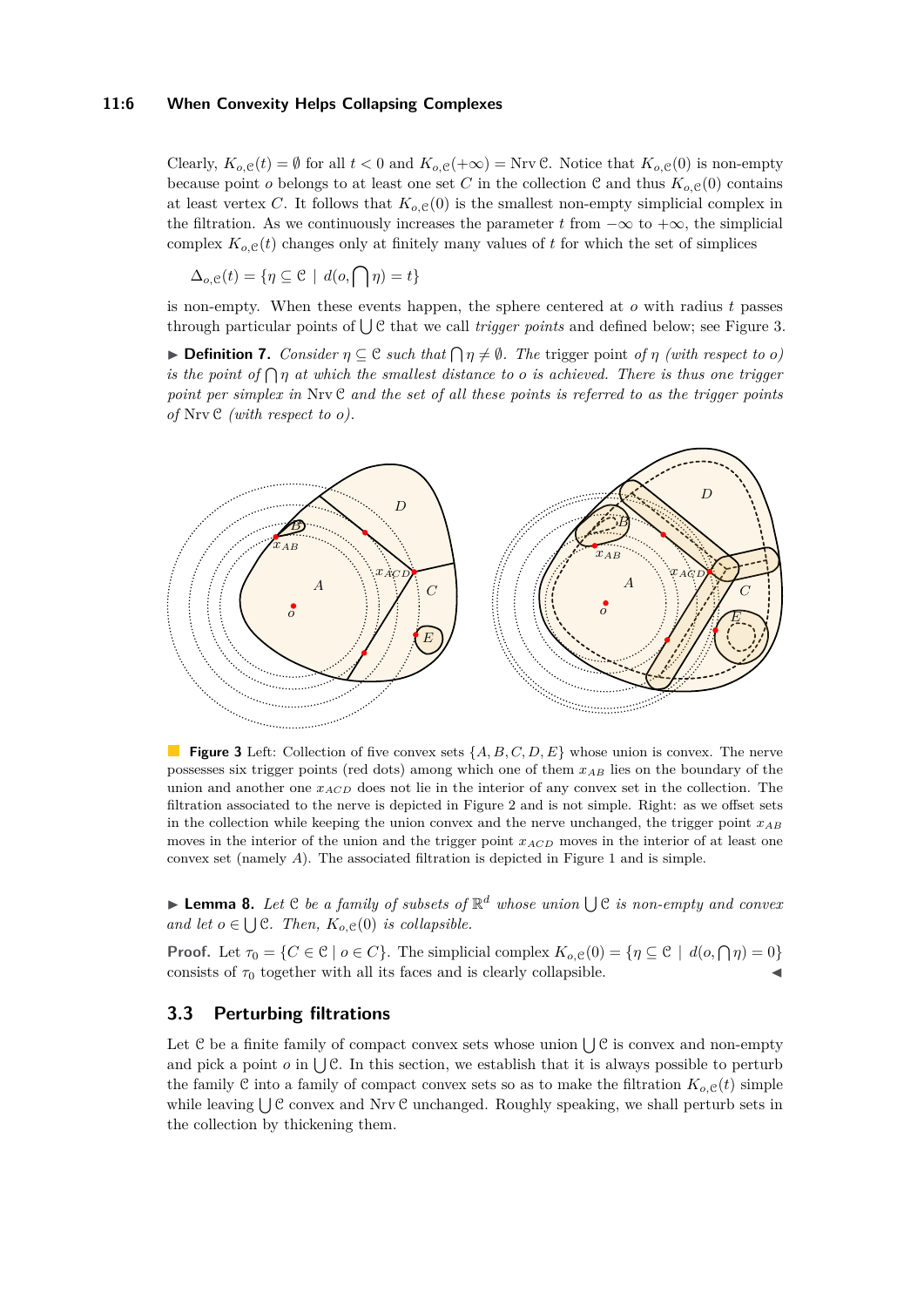Clearly, $K_{o,\mathcal{C}}(t) = \emptyset$ for all $t < 0$ and $K_{o,\mathcal{C}}(+\infty) = \operatorname{Nrv} \mathcal{C}$. Notice that $K_{o,\mathcal{C}}(0)$ is non-empty because point $o$ belongs to at least one set $C$ in the collection $\mathcal{C}$ and thus $K_{o,\mathcal{C}}(0)$ contains at least vertex $C$. It follows that $K_{o,\mathcal{C}}(0)$ is the smallest non-empty simplicial complex in the filtration. As we continuously increases the parameter $t$ from $-\infty$ to $+\infty$, the simplicial complex $K_{o,\mathcal{C}}(t)$ changes only at finitely many values of $t$ for which the set of simplices

$$\Delta_{o,\mathcal{C}}(t) = \{\eta \subseteq \mathcal{C} \mid d(o, \bigcap \eta) = t\}$$

is non-empty. When these events happen, the sphere centered at $o$ with radius $t$ passes through particular points of $\bigcup \mathcal{C}$ that we call *trigger points* and defined below; see Figure 3.

▶ **Definition 7.** *Consider $\eta \subseteq \mathcal{C}$ such that $\bigcap \eta \neq \emptyset$. The* trigger point *of $\eta$ (with respect to $o$) is the point of $\bigcap \eta$ at which the smallest distance to $o$ is achieved. There is thus one trigger point per simplex in* $\operatorname{Nrv} \mathcal{C}$ *and the set of all these points is referred to as the trigger points of* $\operatorname{Nrv} \mathcal{C}$ *(with respect to $o$).*

**Figure 3** Left: Collection of five convex sets $\{A, B, C, D, E\}$ whose union is convex. The nerve possesses six trigger points (red dots) among which one of them $x_{AB}$ lies on the boundary of the union and another one $x_{ACD}$ does not lie in the interior of any convex set in the collection. The filtration associated to the nerve is depicted in Figure 2 and is not simple. Right: as we offset sets in the collection while keeping the union convex and the nerve unchanged, the trigger point $x_{AB}$ moves in the interior of the union and the trigger point $x_{ACD}$ moves in the interior of at least one convex set (namely $A$). The associated filtration is depicted in Figure 1 and is simple.

▶ **Lemma 8.** *Let $\mathcal{C}$ be a family of subsets of $\mathbb{R}^d$ whose union $\bigcup \mathcal{C}$ is non-empty and convex and let $o \in \bigcup \mathcal{C}$. Then, $K_{o,\mathcal{C}}(0)$ is collapsible.*

**Proof.** Let $\tau_0 = \{C \in \mathcal{C} \mid o \in C\}$. The simplicial complex $K_{o,\mathcal{C}}(0) = \{\eta \subseteq \mathcal{C} \mid d(o, \bigcap \eta) = 0\}$ consists of $\tau_0$ together with all its faces and is clearly collapsible. ◀

## 3.3 Perturbing filtrations

Let $\mathcal{C}$ be a finite family of compact convex sets whose union $\bigcup \mathcal{C}$ is convex and non-empty and pick a point $o$ in $\bigcup \mathcal{C}$. In this section, we establish that it is always possible to perturb the family $\mathcal{C}$ into a family of compact convex sets so as to make the filtration $K_{o,\mathcal{C}}(t)$ simple while leaving $\bigcup \mathcal{C}$ convex and $\operatorname{Nrv} \mathcal{C}$ unchanged. Roughly speaking, we shall perturb sets in the collection by thickening them.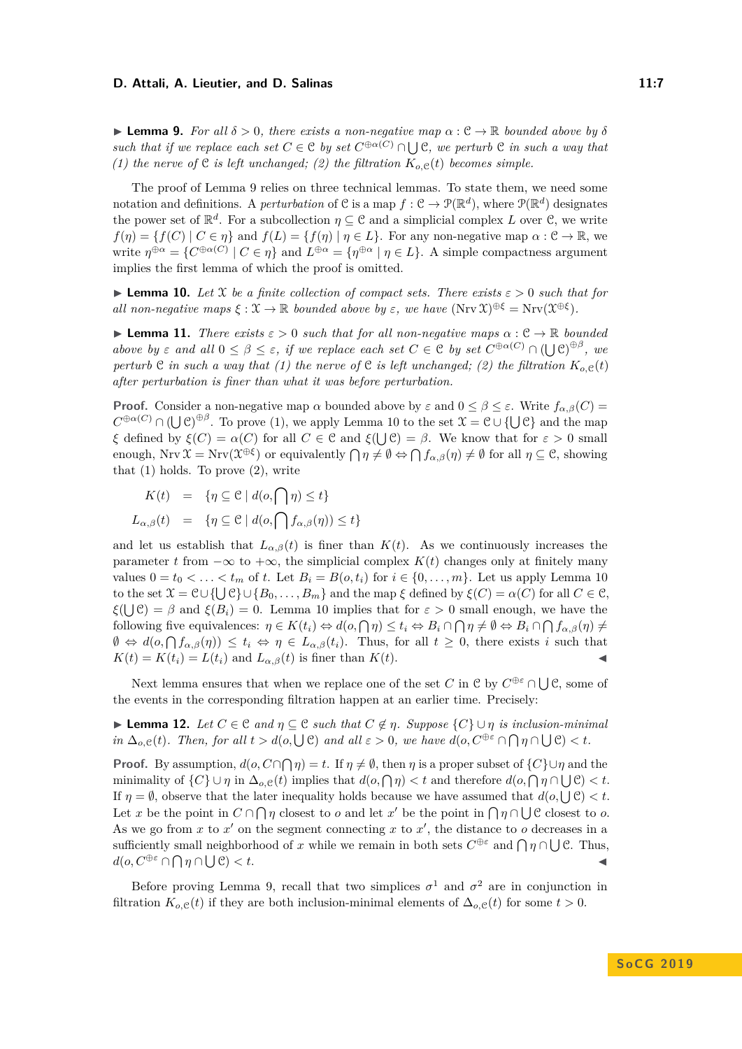▶ **Lemma 9.** *For all $\delta > 0$, there exists a non-negative map $\alpha : \mathcal{C} \to \mathbb{R}$ bounded above by $\delta$ such that if we replace each set $C \in \mathcal{C}$ by set $C^{\oplus \alpha(C)} \cap \bigcup \mathcal{C}$, we perturb $\mathcal{C}$ in such a way that (1) the nerve of $\mathcal{C}$ is left unchanged; (2) the filtration $K_{o,\mathcal{C}}(t)$ becomes simple.*

The proof of Lemma 9 relies on three technical lemmas. To state them, we need some notation and definitions. A *perturbation* of $\mathcal{C}$ is a map $f : \mathcal{C} \to \mathcal{P}(\mathbb{R}^d)$, where $\mathcal{P}(\mathbb{R}^d)$ designates the power set of $\mathbb{R}^d$. For a subcollection $\eta \subseteq \mathcal{C}$ and a simplicial complex $L$ over $\mathcal{C}$, we write $f(\eta) = \{f(C) \mid C \in \eta\}$ and $f(L) = \{f(\eta) \mid \eta \in L\}$. For any non-negative map $\alpha : \mathcal{C} \to \mathbb{R}$, we write $\eta^{\oplus\alpha} = \{C^{\oplus\alpha(C)} \mid C \in \eta\}$ and $L^{\oplus\alpha} = \{\eta^{\oplus\alpha} \mid \eta \in L\}$. A simple compactness argument implies the first lemma of which the proof is omitted.

▶ **Lemma 10.** *Let $\mathcal{X}$ be a finite collection of compact sets. There exists $\varepsilon > 0$ such that for all non-negative maps $\xi : \mathcal{X} \to \mathbb{R}$ bounded above by $\varepsilon$, we have $(\mathrm{Nrv}\, \mathcal{X})^{\oplus\xi} = \mathrm{Nrv}(\mathcal{X}^{\oplus\xi})$.*

▶ **Lemma 11.** *There exists $\varepsilon > 0$ such that for all non-negative maps $\alpha : \mathcal{C} \to \mathbb{R}$ bounded above by $\varepsilon$ and all $0 \leq \beta \leq \varepsilon$, if we replace each set $C \in \mathcal{C}$ by set $C^{\oplus\alpha(C)} \cap (\bigcup \mathcal{C})^{\oplus\beta}$, we perturb $\mathcal{C}$ in such a way that (1) the nerve of $\mathcal{C}$ is left unchanged; (2) the filtration $K_{o,\mathcal{C}}(t)$ after perturbation is finer than what it was before perturbation.*

**Proof.** Consider a non-negative map $\alpha$ bounded above by $\varepsilon$ and $0 \leq \beta \leq \varepsilon$. Write $f_{\alpha,\beta}(C) = C^{\oplus\alpha(C)} \cap (\bigcup \mathcal{C})^{\oplus\beta}$. To prove (1), we apply Lemma 10 to the set $\mathcal{X} = \mathcal{C} \cup \{\bigcup \mathcal{C}\}$ and the map $\xi$ defined by $\xi(C) = \alpha(C)$ for all $C \in \mathcal{C}$ and $\xi(\bigcup \mathcal{C}) = \beta$. We know that for $\varepsilon > 0$ small enough, $\mathrm{Nrv}\, \mathcal{X} = \mathrm{Nrv}(\mathcal{X}^{\oplus\xi})$ or equivalently $\bigcap \eta \neq \emptyset \Leftrightarrow \bigcap f_{\alpha,\beta}(\eta) \neq \emptyset$ for all $\eta \subseteq \mathcal{C}$, showing that (1) holds. To prove (2), write

$$
\begin{aligned}
K(t) &= \{\eta \subseteq \mathcal{C} \mid d(o, \textstyle\bigcap \eta) \leq t\} \\
L_{\alpha,\beta}(t) &= \{\eta \subseteq \mathcal{C} \mid d(o, \textstyle\bigcap f_{\alpha,\beta}(\eta)) \leq t\}
\end{aligned}
$$

and let us establish that $L_{\alpha,\beta}(t)$ is finer than $K(t)$. As we continuously increases the parameter $t$ from $-\infty$ to $+\infty$, the simplicial complex $K(t)$ changes only at finitely many values $0 = t_0 < \ldots < t_m$ of $t$. Let $B_i = B(o, t_i)$ for $i \in \{0, \ldots, m\}$. Let us apply Lemma 10 to the set $\mathcal{X} = \mathcal{C} \cup \{\bigcup \mathcal{C}\} \cup \{B_0, \ldots, B_m\}$ and the map $\xi$ defined by $\xi(C) = \alpha(C)$ for all $C \in \mathcal{C}$, $\xi(\bigcup \mathcal{C}) = \beta$ and $\xi(B_i) = 0$. Lemma 10 implies that for $\varepsilon > 0$ small enough, we have the following five equivalences: $\eta \in K(t_i) \Leftrightarrow d(o, \bigcap \eta) \leq t_i \Leftrightarrow B_i \cap \bigcap \eta \neq \emptyset \Leftrightarrow B_i \cap \bigcap f_{\alpha,\beta}(\eta) \neq \emptyset \Leftrightarrow d(o, \bigcap f_{\alpha,\beta}(\eta)) \leq t_i \Leftrightarrow \eta \in L_{\alpha,\beta}(t_i)$. Thus, for all $t \geq 0$, there exists $i$ such that $K(t) = K(t_i) = L(t_i)$ and $L_{\alpha,\beta}(t)$ is finer than $K(t)$. ◀

Next lemma ensures that when we replace one of the set $C$ in $\mathcal{C}$ by $C^{\oplus\varepsilon} \cap \bigcup \mathcal{C}$, some of the events in the corresponding filtration happen at an earlier time. Precisely:

▶ **Lemma 12.** *Let $C \in \mathcal{C}$ and $\eta \subseteq \mathcal{C}$ such that $C \notin \eta$. Suppose $\{C\} \cup \eta$ is inclusion-minimal in $\Delta_{o,\mathcal{C}}(t)$. Then, for all $t > d(o, \bigcup \mathcal{C})$ and all $\varepsilon > 0$, we have $d(o, C^{\oplus\varepsilon} \cap \bigcap \eta \cap \bigcup \mathcal{C}) < t$.*

**Proof.** By assumption, $d(o, C \cap \bigcap \eta) = t$. If $\eta \neq \emptyset$, then $\eta$ is a proper subset of $\{C\} \cup \eta$ and the minimality of $\{C\} \cup \eta$ in $\Delta_{o,\mathcal{C}}(t)$ implies that $d(o, \bigcap \eta) < t$ and therefore $d(o, \bigcap \eta \cap \bigcup \mathcal{C}) < t$. If $\eta = \emptyset$, observe that the later inequality holds because we have assumed that $d(o, \bigcup \mathcal{C}) < t$. Let $x$ be the point in $C \cap \bigcap \eta$ closest to $o$ and let $x'$ be the point in $\bigcap \eta \cap \bigcup \mathcal{C}$ closest to $o$. As we go from $x$ to $x'$ on the segment connecting $x$ to $x'$, the distance to $o$ decreases in a sufficiently small neighborhood of $x$ while we remain in both sets $C^{\oplus\varepsilon}$ and $\bigcap \eta \cap \bigcup \mathcal{C}$. Thus, $d(o, C^{\oplus\varepsilon} \cap \bigcap \eta \cap \bigcup \mathcal{C}) < t$. ◀

Before proving Lemma 9, recall that two simplices $\sigma^1$ and $\sigma^2$ are in conjunction in filtration $K_{o,\mathcal{C}}(t)$ if they are both inclusion-minimal elements of $\Delta_{o,\mathcal{C}}(t)$ for some $t > 0$.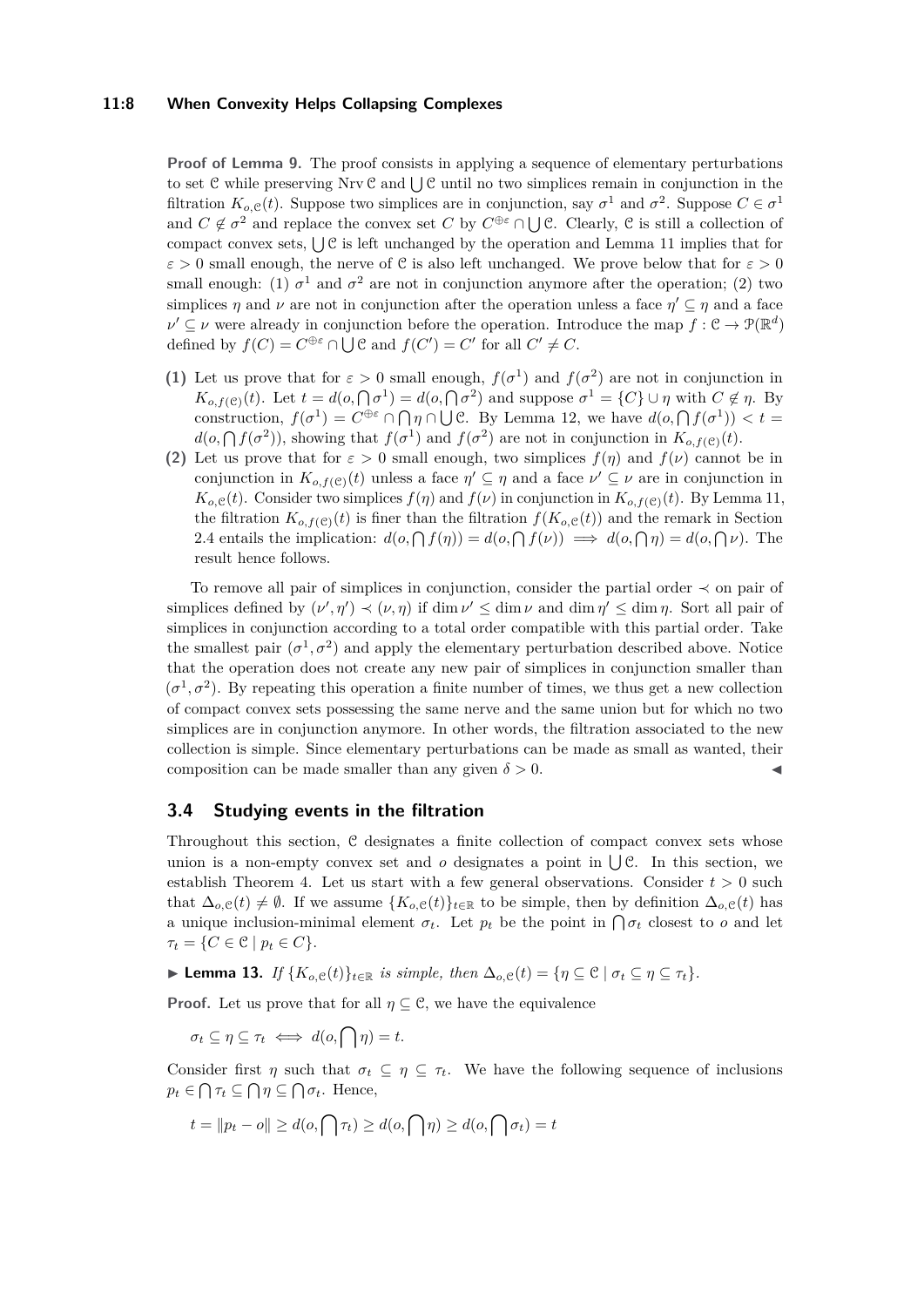**Proof of Lemma 9.** The proof consists in applying a sequence of elementary perturbations to set $\mathcal{C}$ while preserving $\operatorname{Nrv}\mathcal{C}$ and $\bigcup\mathcal{C}$ until no two simplices remain in conjunction in the filtration $K_{o,\mathcal{C}}(t)$. Suppose two simplices are in conjunction, say $\sigma^1$ and $\sigma^2$. Suppose $C \in \sigma^1$ and $C \notin \sigma^2$ and replace the convex set $C$ by $C^{\oplus\varepsilon} \cap \bigcup\mathcal{C}$. Clearly, $\mathcal{C}$ is still a collection of compact convex sets, $\bigcup\mathcal{C}$ is left unchanged by the operation and Lemma 11 implies that for $\varepsilon > 0$ small enough, the nerve of $\mathcal{C}$ is also left unchanged. We prove below that for $\varepsilon > 0$ small enough: (1) $\sigma^1$ and $\sigma^2$ are not in conjunction anymore after the operation; (2) two simplices $\eta$ and $\nu$ are not in conjunction after the operation unless a face $\eta' \subseteq \eta$ and a face $\nu' \subseteq \nu$ were already in conjunction before the operation. Introduce the map $f : \mathcal{C} \to \mathcal{P}(\mathbb{R}^d)$ defined by $f(C) = C^{\oplus\varepsilon} \cap \bigcup\mathcal{C}$ and $f(C') = C'$ for all $C' \neq C$.

**(1)** Let us prove that for $\varepsilon > 0$ small enough, $f(\sigma^1)$ and $f(\sigma^2)$ are not in conjunction in $K_{o,f(\mathcal{C})}(t)$. Let $t = d(o, \bigcap\sigma^1) = d(o, \bigcap\sigma^2)$ and suppose $\sigma^1 = \{C\} \cup \eta$ with $C \notin \eta$. By construction, $f(\sigma^1) = C^{\oplus\varepsilon} \cap \bigcap\eta \cap \bigcup\mathcal{C}$. By Lemma 12, we have $d(o, \bigcap f(\sigma^1)) < t = d(o, \bigcap f(\sigma^2))$, showing that $f(\sigma^1)$ and $f(\sigma^2)$ are not in conjunction in $K_{o,f(\mathcal{C})}(t)$.

**(2)** Let us prove that for $\varepsilon > 0$ small enough, two simplices $f(\eta)$ and $f(\nu)$ cannot be in conjunction in $K_{o,f(\mathcal{C})}(t)$ unless a face $\eta' \subseteq \eta$ and a face $\nu' \subseteq \nu$ are in conjunction in $K_{o,\mathcal{C}}(t)$. Consider two simplices $f(\eta)$ and $f(\nu)$ in conjunction in $K_{o,f(\mathcal{C})}(t)$. By Lemma 11, the filtration $K_{o,f(\mathcal{C})}(t)$ is finer than the filtration $f(K_{o,\mathcal{C}}(t))$ and the remark in Section 2.4 entails the implication: $d(o, \bigcap f(\eta)) = d(o, \bigcap f(\nu)) \implies d(o, \bigcap\eta) = d(o, \bigcap\nu)$. The result hence follows.

To remove all pair of simplices in conjunction, consider the partial order $\prec$ on pair of simplices defined by $(\nu', \eta') \prec (\nu, \eta)$ if $\dim\nu' \leq \dim\nu$ and $\dim\eta' \leq \dim\eta$. Sort all pair of simplices in conjunction according to a total order compatible with this partial order. Take the smallest pair $(\sigma^1, \sigma^2)$ and apply the elementary perturbation described above. Notice that the operation does not create any new pair of simplices in conjunction smaller than $(\sigma^1, \sigma^2)$. By repeating this operation a finite number of times, we thus get a new collection of compact convex sets possessing the same nerve and the same union but for which no two simplices are in conjunction anymore. In other words, the filtration associated to the new collection is simple. Since elementary perturbations can be made as small as wanted, their composition can be made smaller than any given $\delta > 0$. ◀

## 3.4 Studying events in the filtration

Throughout this section, $\mathcal{C}$ designates a finite collection of compact convex sets whose union is a non-empty convex set and $o$ designates a point in $\bigcup\mathcal{C}$. In this section, we establish Theorem 4. Let us start with a few general observations. Consider $t > 0$ such that $\Delta_{o,\mathcal{C}}(t) \neq \emptyset$. If we assume $\{K_{o,\mathcal{C}}(t)\}_{t\in\mathbb{R}}$ to be simple, then by definition $\Delta_{o,\mathcal{C}}(t)$ has a unique inclusion-minimal element $\sigma_t$. Let $p_t$ be the point in $\bigcap\sigma_t$ closest to $o$ and let $\tau_t = \{C \in \mathcal{C} \mid p_t \in C\}$.

▶ **Lemma 13.** *If $\{K_{o,\mathcal{C}}(t)\}_{t\in\mathbb{R}}$ is simple, then $\Delta_{o,\mathcal{C}}(t) = \{\eta \subseteq \mathcal{C} \mid \sigma_t \subseteq \eta \subseteq \tau_t\}$.*

**Proof.** Let us prove that for all $\eta \subseteq \mathcal{C}$, we have the equivalence

$$\sigma_t \subseteq \eta \subseteq \tau_t \iff d(o, \bigcap\eta) = t.$$

Consider first $\eta$ such that $\sigma_t \subseteq \eta \subseteq \tau_t$. We have the following sequence of inclusions $p_t \in \bigcap\tau_t \subseteq \bigcap\eta \subseteq \bigcap\sigma_t$. Hence,

$$t = \|p_t - o\| \geq d(o, \bigcap\tau_t) \geq d(o, \bigcap\eta) \geq d(o, \bigcap\sigma_t) = t$$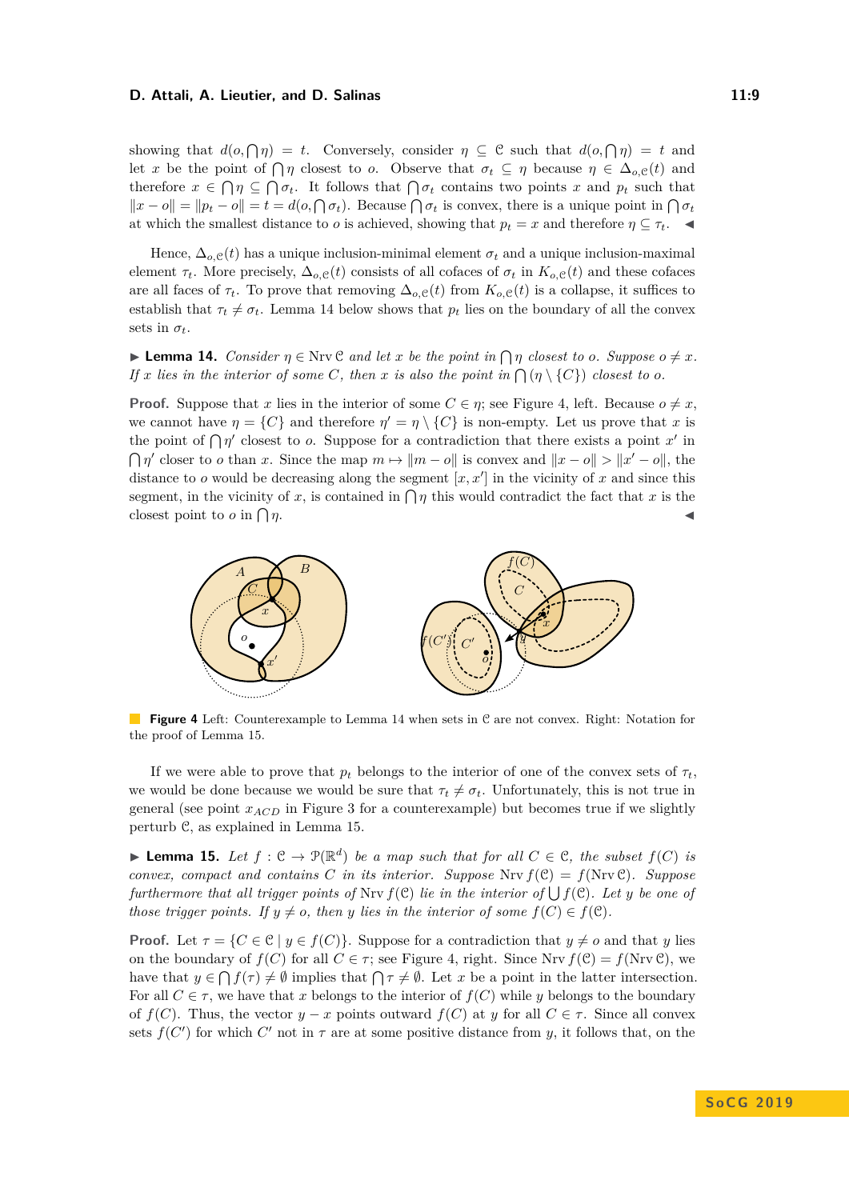showing that $d(o, \bigcap \eta) = t$. Conversely, consider $\eta \subseteq \mathcal{C}$ such that $d(o, \bigcap \eta) = t$ and let $x$ be the point of $\bigcap \eta$ closest to $o$. Observe that $\sigma_t \subseteq \eta$ because $\eta \in \Delta_{o,\mathcal{C}}(t)$ and therefore $x \in \bigcap \eta \subseteq \bigcap \sigma_t$. It follows that $\bigcap \sigma_t$ contains two points $x$ and $p_t$ such that $\|x - o\| = \|p_t - o\| = t = d(o, \bigcap \sigma_t)$. Because $\bigcap \sigma_t$ is convex, there is a unique point in $\bigcap \sigma_t$ at which the smallest distance to $o$ is achieved, showing that $p_t = x$ and therefore $\eta \subseteq \tau_t$. ◀

Hence, $\Delta_{o,\mathcal{C}}(t)$ has a unique inclusion-minimal element $\sigma_t$ and a unique inclusion-maximal element $\tau_t$. More precisely, $\Delta_{o,\mathcal{C}}(t)$ consists of all cofaces of $\sigma_t$ in $K_{o,\mathcal{C}}(t)$ and these cofaces are all faces of $\tau_t$. To prove that removing $\Delta_{o,\mathcal{C}}(t)$ from $K_{o,\mathcal{C}}(t)$ is a collapse, it suffices to establish that $\tau_t \neq \sigma_t$. Lemma 14 below shows that $p_t$ lies on the boundary of all the convex sets in $\sigma_t$.

▶ **Lemma 14.** *Consider $\eta \in \operatorname{Nrv} \mathcal{C}$ and let $x$ be the point in $\bigcap \eta$ closest to $o$. Suppose $o \neq x$. If $x$ lies in the interior of some $C$, then $x$ is also the point in $\bigcap(\eta \setminus \{C\})$ closest to $o$.*

**Proof.** Suppose that $x$ lies in the interior of some $C \in \eta$; see Figure 4, left. Because $o \neq x$, we cannot have $\eta = \{C\}$ and therefore $\eta' = \eta \setminus \{C\}$ is non-empty. Let us prove that $x$ is the point of $\bigcap \eta'$ closest to $o$. Suppose for a contradiction that there exists a point $x'$ in $\bigcap \eta'$ closer to $o$ than $x$. Since the map $m \mapsto \|m - o\|$ is convex and $\|x - o\| > \|x' - o\|$, the distance to $o$ would be decreasing along the segment $[x, x']$ in the vicinity of $x$ and since this segment, in the vicinity of $x$, is contained in $\bigcap \eta$ this would contradict the fact that $x$ is the closest point to $o$ in $\bigcap \eta$. ◀

**Figure 4** Left: Counterexample to Lemma 14 when sets in $\mathcal{C}$ are not convex. Right: Notation for the proof of Lemma 15.

If we were able to prove that $p_t$ belongs to the interior of one of the convex sets of $\tau_t$, we would be done because we would be sure that $\tau_t \neq \sigma_t$. Unfortunately, this is not true in general (see point $x_{ACD}$ in Figure 3 for a counterexample) but becomes true if we slightly perturb $\mathcal{C}$, as explained in Lemma 15.

▶ **Lemma 15.** *Let $f : \mathcal{C} \to \mathcal{P}(\mathbb{R}^d)$ be a map such that for all $C \in \mathcal{C}$, the subset $f(C)$ is convex, compact and contains $C$ in its interior. Suppose $\operatorname{Nrv} f(\mathcal{C}) = f(\operatorname{Nrv} \mathcal{C})$. Suppose furthermore that all trigger points of $\operatorname{Nrv} f(\mathcal{C})$ lie in the interior of $\bigcup f(\mathcal{C})$. Let $y$ be one of those trigger points. If $y \neq o$, then $y$ lies in the interior of some $f(C) \in f(\mathcal{C})$.*

**Proof.** Let $\tau = \{C \in \mathcal{C} \mid y \in f(C)\}$. Suppose for a contradiction that $y \neq o$ and that $y$ lies on the boundary of $f(C)$ for all $C \in \tau$; see Figure 4, right. Since $\operatorname{Nrv} f(\mathcal{C}) = f(\operatorname{Nrv} \mathcal{C})$, we have that $y \in \bigcap f(\tau) \neq \emptyset$ implies that $\bigcap \tau \neq \emptyset$. Let $x$ be a point in the latter intersection. For all $C \in \tau$, we have that $x$ belongs to the interior of $f(C)$ while $y$ belongs to the boundary of $f(C)$. Thus, the vector $y - x$ points outward $f(C)$ at $y$ for all $C \in \tau$. Since all convex sets $f(C')$ for which $C'$ not in $\tau$ are at some positive distance from $y$, it follows that, on the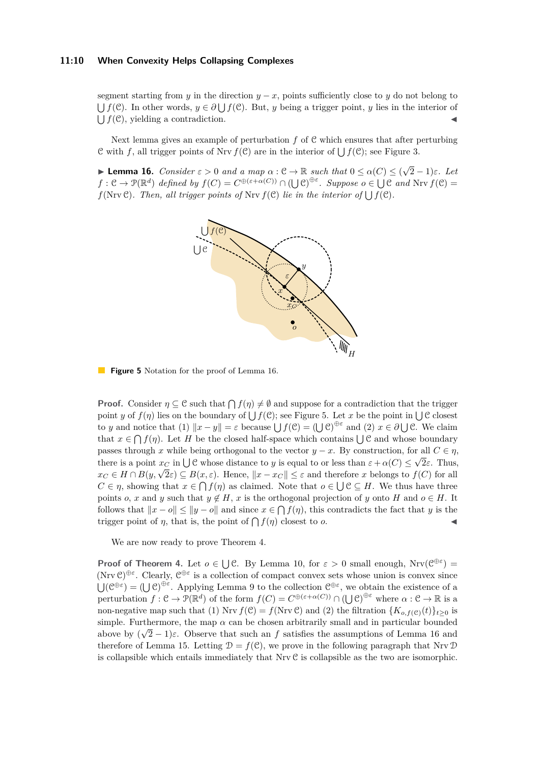segment starting from $y$ in the direction $y - x$, points sufficiently close to $y$ do not belong to $\bigcup f(\mathcal{C})$. In other words, $y \in \partial \bigcup f(\mathcal{C})$. But, $y$ being a trigger point, $y$ lies in the interior of $\bigcup f(\mathcal{C})$, yielding a contradiction. ◀

Next lemma gives an example of perturbation $f$ of $\mathcal{C}$ which ensures that after perturbing $\mathcal{C}$ with $f$, all trigger points of $\operatorname{Nrv} f(\mathcal{C})$ are in the interior of $\bigcup f(\mathcal{C})$; see Figure 3.

▶ **Lemma 16.** *Consider $\varepsilon > 0$ and a map $\alpha : \mathcal{C} \to \mathbb{R}$ such that $0 \leq \alpha(C) \leq (\sqrt{2} - 1)\varepsilon$. Let $f : \mathcal{C} \to \mathcal{P}(\mathbb{R}^d)$ defined by $f(C) = C^{\oplus(\varepsilon + \alpha(C))} \cap (\bigcup \mathcal{C})^{\oplus \varepsilon}$. Suppose $o \in \bigcup \mathcal{C}$ and $\operatorname{Nrv} f(\mathcal{C}) = f(\operatorname{Nrv} \mathcal{C})$. Then, all trigger points of $\operatorname{Nrv} f(\mathcal{C})$ lie in the interior of $\bigcup f(\mathcal{C})$.*

**Figure 5** Notation for the proof of Lemma 16.

**Proof.** Consider $\eta \subseteq \mathcal{C}$ such that $\bigcap f(\eta) \neq \emptyset$ and suppose for a contradiction that the trigger point $y$ of $f(\eta)$ lies on the boundary of $\bigcup f(\mathcal{C})$; see Figure 5. Let $x$ be the point in $\bigcup \mathcal{C}$ closest to $y$ and notice that (1) $\|x - y\| = \varepsilon$ because $\bigcup f(\mathcal{C}) = (\bigcup \mathcal{C})^{\oplus \varepsilon}$ and (2) $x \in \partial \bigcup \mathcal{C}$. We claim that $x \in \bigcap f(\eta)$. Let $H$ be the closed half-space which contains $\bigcup \mathcal{C}$ and whose boundary passes through $x$ while being orthogonal to the vector $y - x$. By construction, for all $C \in \eta$, there is a point $x_C$ in $\bigcup \mathcal{C}$ whose distance to $y$ is equal to or less than $\varepsilon + \alpha(C) \leq \sqrt{2}\varepsilon$. Thus, $x_C \in H \cap B(y, \sqrt{2}\varepsilon) \subseteq B(x, \varepsilon)$. Hence, $\|x - x_C\| \leq \varepsilon$ and therefore $x$ belongs to $f(C)$ for all $C \in \eta$, showing that $x \in \bigcap f(\eta)$ as claimed. Note that $o \in \bigcup \mathcal{C} \subseteq H$. We thus have three points $o$, $x$ and $y$ such that $y \notin H$, $x$ is the orthogonal projection of $y$ onto $H$ and $o \in H$. It follows that $\|x - o\| \leq \|y - o\|$ and since $x \in \bigcap f(\eta)$, this contradicts the fact that $y$ is the trigger point of $\eta$, that is, the point of $\bigcap f(\eta)$ closest to $o$. ◀

We are now ready to prove Theorem 4.

**Proof of Theorem 4.** Let $o \in \bigcup \mathcal{C}$. By Lemma 10, for $\varepsilon > 0$ small enough, $\operatorname{Nrv}(\mathcal{C}^{\oplus \varepsilon}) = (\operatorname{Nrv} \mathcal{C})^{\oplus \varepsilon}$. Clearly, $\mathcal{C}^{\oplus \varepsilon}$ is a collection of compact convex sets whose union is convex since $\bigcup(\mathcal{C}^{\oplus \varepsilon}) = (\bigcup \mathcal{C})^{\oplus \varepsilon}$. Applying Lemma 9 to the collection $\mathcal{C}^{\oplus \varepsilon}$, we obtain the existence of a perturbation $f : \mathcal{C} \to \mathcal{P}(\mathbb{R}^d)$ of the form $f(C) = C^{\oplus(\varepsilon + \alpha(C))} \cap (\bigcup \mathcal{C})^{\oplus \varepsilon}$ where $\alpha : \mathcal{C} \to \mathbb{R}$ is a non-negative map such that (1) $\operatorname{Nrv} f(\mathcal{C}) = f(\operatorname{Nrv} \mathcal{C})$ and (2) the filtration $\{K_{o,f(\mathcal{C})}(t)\}_{t \geq 0}$ is simple. Furthermore, the map $\alpha$ can be chosen arbitrarily small and in particular bounded above by $(\sqrt{2} - 1)\varepsilon$. Observe that such an $f$ satisfies the assumptions of Lemma 16 and therefore of Lemma 15. Letting $\mathcal{D} = f(\mathcal{C})$, we prove in the following paragraph that $\operatorname{Nrv} \mathcal{D}$ is collapsible which entails immediately that $\operatorname{Nrv} \mathcal{C}$ is collapsible as the two are isomorphic.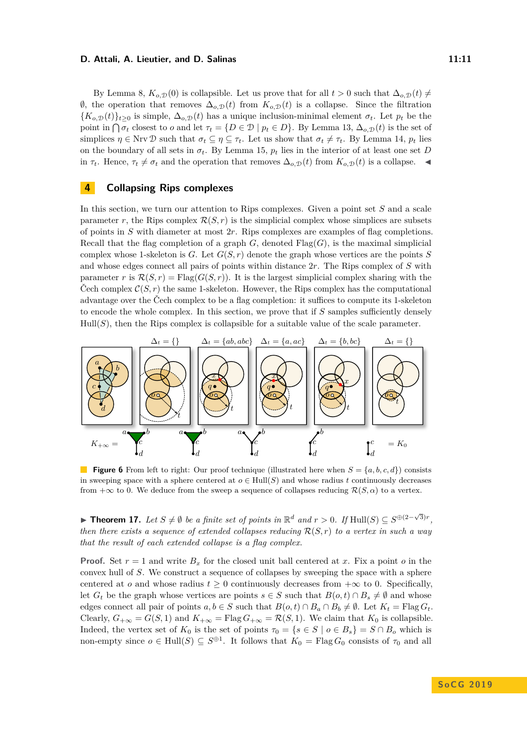By Lemma 8, $K_{o,\mathcal{D}}(0)$ is collapsible. Let us prove that for all $t > 0$ such that $\Delta_{o,\mathcal{D}}(t) \neq \emptyset$, the operation that removes $\Delta_{o,\mathcal{D}}(t)$ from $K_{o,\mathcal{D}}(t)$ is a collapse. Since the filtration $\{K_{o,\mathcal{D}}(t)\}_{t\geq 0}$ is simple, $\Delta_{o,\mathcal{D}}(t)$ has a unique inclusion-minimal element $\sigma_t$. Let $p_t$ be the point in $\bigcap \sigma_t$ closest to $o$ and let $\tau_t = \{D \in \mathcal{D} \mid p_t \in D\}$. By Lemma 13, $\Delta_{o,\mathcal{D}}(t)$ is the set of simplices $\eta \in \operatorname{Nrv} \mathcal{D}$ such that $\sigma_t \subseteq \eta \subseteq \tau_t$. Let us show that $\sigma_t \neq \tau_t$. By Lemma 14, $p_t$ lies on the boundary of all sets in $\sigma_t$. By Lemma 15, $p_t$ lies in the interior of at least one set $D$ in $\tau_t$. Hence, $\tau_t \neq \sigma_t$ and the operation that removes $\Delta_{o,\mathcal{D}}(t)$ from $K_{o,\mathcal{D}}(t)$ is a collapse. ◂

## 4 Collapsing Rips complexes

In this section, we turn our attention to Rips complexes. Given a point set $S$ and a scale parameter $r$, the Rips complex $\mathcal{R}(S, r)$ is the simplicial complex whose simplices are subsets of points in $S$ with diameter at most $2r$. Rips complexes are examples of flag completions. Recall that the flag completion of a graph $G$, denoted $\operatorname{Flag}(G)$, is the maximal simplicial complex whose 1-skeleton is $G$. Let $G(S, r)$ denote the graph whose vertices are the points $S$ and whose edges connect all pairs of points within distance $2r$. The Rips complex of $S$ with parameter $r$ is $\mathcal{R}(S, r) = \operatorname{Flag}(G(S, r))$. It is the largest simplicial complex sharing with the Čech complex $\mathcal{C}(S, r)$ the same 1-skeleton. However, the Rips complex has the computational advantage over the Čech complex to be a flag completion: it suffices to compute its 1-skeleton to encode the whole complex. In this section, we prove that if $S$ samples sufficiently densely $\operatorname{Hull}(S)$, then the Rips complex is collapsible for a suitable value of the scale parameter.

**Figure 6** From left to right: Our proof technique (illustrated here when $S = \{a, b, c, d\}$) consists in sweeping space with a sphere centered at $o \in \operatorname{Hull}(S)$ and whose radius $t$ continuously decreases from $+\infty$ to 0. We deduce from the sweep a sequence of collapses reducing $\mathcal{R}(S, \alpha)$ to a vertex.

▸ **Theorem 17.** *Let $S \neq \emptyset$ be a finite set of points in $\mathbb{R}^d$ and $r > 0$. If $\operatorname{Hull}(S) \subseteq S^{\oplus(2-\sqrt{3})r}$, then there exists a sequence of extended collapses reducing $\mathcal{R}(S, r)$ to a vertex in such a way that the result of each extended collapse is a flag complex.*

**Proof.** Set $r = 1$ and write $B_x$ for the closed unit ball centered at $x$. Fix a point $o$ in the convex hull of $S$. We construct a sequence of collapses by sweeping the space with a sphere centered at $o$ and whose radius $t \geq 0$ continuously decreases from $+\infty$ to 0. Specifically, let $G_t$ be the graph whose vertices are points $s \in S$ such that $B(o, t) \cap B_s \neq \emptyset$ and whose edges connect all pair of points $a, b \in S$ such that $B(o, t) \cap B_a \cap B_b \neq \emptyset$. Let $K_t = \operatorname{Flag} G_t$. Clearly, $G_{+\infty} = G(S, 1)$ and $K_{+\infty} = \operatorname{Flag} G_{+\infty} = \mathcal{R}(S, 1)$. We claim that $K_0$ is collapsible. Indeed, the vertex set of $K_0$ is the set of points $\tau_0 = \{s \in S \mid o \in B_s\} = S \cap B_o$ which is non-empty since $o \in \operatorname{Hull}(S) \subseteq S^{\oplus 1}$. It follows that $K_0 = \operatorname{Flag} G_0$ consists of $\tau_0$ and all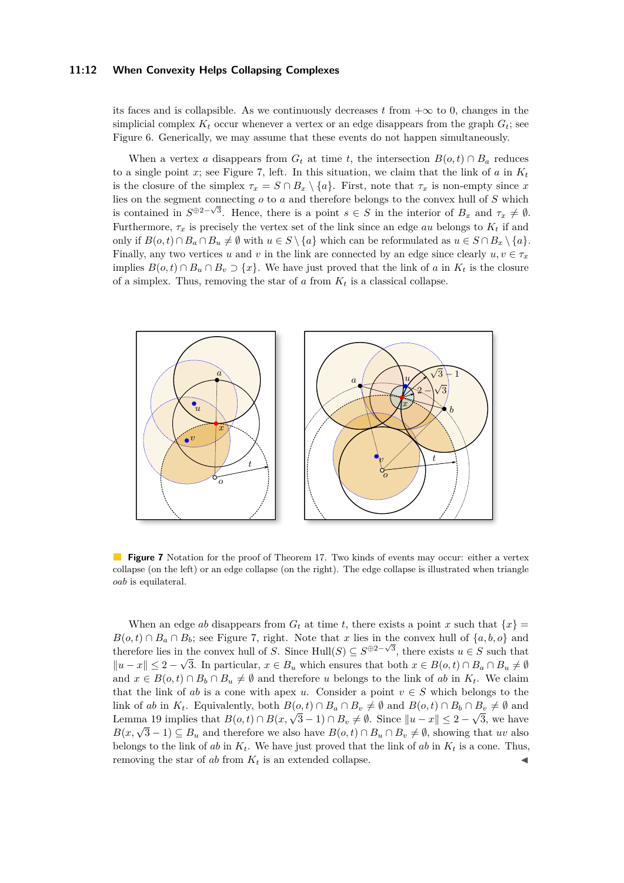its faces and is collapsible. As we continuously decreases $t$ from $+\infty$ to 0, changes in the simplicial complex $K_t$ occur whenever a vertex or an edge disappears from the graph $G_t$; see Figure 6. Generically, we may assume that these events do not happen simultaneously.

When a vertex $a$ disappears from $G_t$ at time $t$, the intersection $B(o,t) \cap B_a$ reduces to a single point $x$; see Figure 7, left. In this situation, we claim that the link of $a$ in $K_t$ is the closure of the simplex $\tau_x = S \cap B_x \setminus \{a\}$. First, note that $\tau_x$ is non-empty since $x$ lies on the segment connecting $o$ to $a$ and therefore belongs to the convex hull of $S$ which is contained in $S^{\oplus 2-\sqrt{3}}$. Hence, there is a point $s \in S$ in the interior of $B_x$ and $\tau_x \neq \emptyset$. Furthermore, $\tau_x$ is precisely the vertex set of the link since an edge $au$ belongs to $K_t$ if and only if $B(o,t) \cap B_a \cap B_u \neq \emptyset$ with $u \in S \setminus \{a\}$ which can be reformulated as $u \in S \cap B_x \setminus \{a\}$. Finally, any two vertices $u$ and $v$ in the link are connected by an edge since clearly $u, v \in \tau_x$ implies $B(o,t) \cap B_u \cap B_v \supset \{x\}$. We have just proved that the link of $a$ in $K_t$ is the closure of a simplex. Thus, removing the star of $a$ from $K_t$ is a classical collapse.

**Figure 7** Notation for the proof of Theorem 17. Two kinds of events may occur: either a vertex collapse (on the left) or an edge collapse (on the right). The edge collapse is illustrated when triangle $oab$ is equilateral.

When an edge $ab$ disappears from $G_t$ at time $t$, there exists a point $x$ such that $\{x\} = B(o,t) \cap B_a \cap B_b$; see Figure 7, right. Note that $x$ lies in the convex hull of $\{a, b, o\}$ and therefore lies in the convex hull of $S$. Since $\mathrm{Hull}(S) \subseteq S^{\oplus 2-\sqrt{3}}$, there exists $u \in S$ such that $\|u - x\| \leq 2 - \sqrt{3}$. In particular, $x \in B_u$ which ensures that both $x \in B(o,t) \cap B_a \cap B_u \neq \emptyset$ and $x \in B(o,t) \cap B_b \cap B_u \neq \emptyset$ and therefore $u$ belongs to the link of $ab$ in $K_t$. We claim that the link of $ab$ is a cone with apex $u$. Consider a point $v \in S$ which belongs to the link of $ab$ in $K_t$. Equivalently, both $B(o,t) \cap B_a \cap B_v \neq \emptyset$ and $B(o,t) \cap B_b \cap B_v \neq \emptyset$ and Lemma 19 implies that $B(o,t) \cap B(x, \sqrt{3}-1) \cap B_v \neq \emptyset$. Since $\|u - x\| \leq 2 - \sqrt{3}$, we have $B(x, \sqrt{3}-1) \subseteq B_u$ and therefore we also have $B(o,t) \cap B_u \cap B_v \neq \emptyset$, showing that $uv$ also belongs to the link of $ab$ in $K_t$. We have just proved that the link of $ab$ in $K_t$ is a cone. Thus, removing the star of $ab$ from $K_t$ is an extended collapse. ◀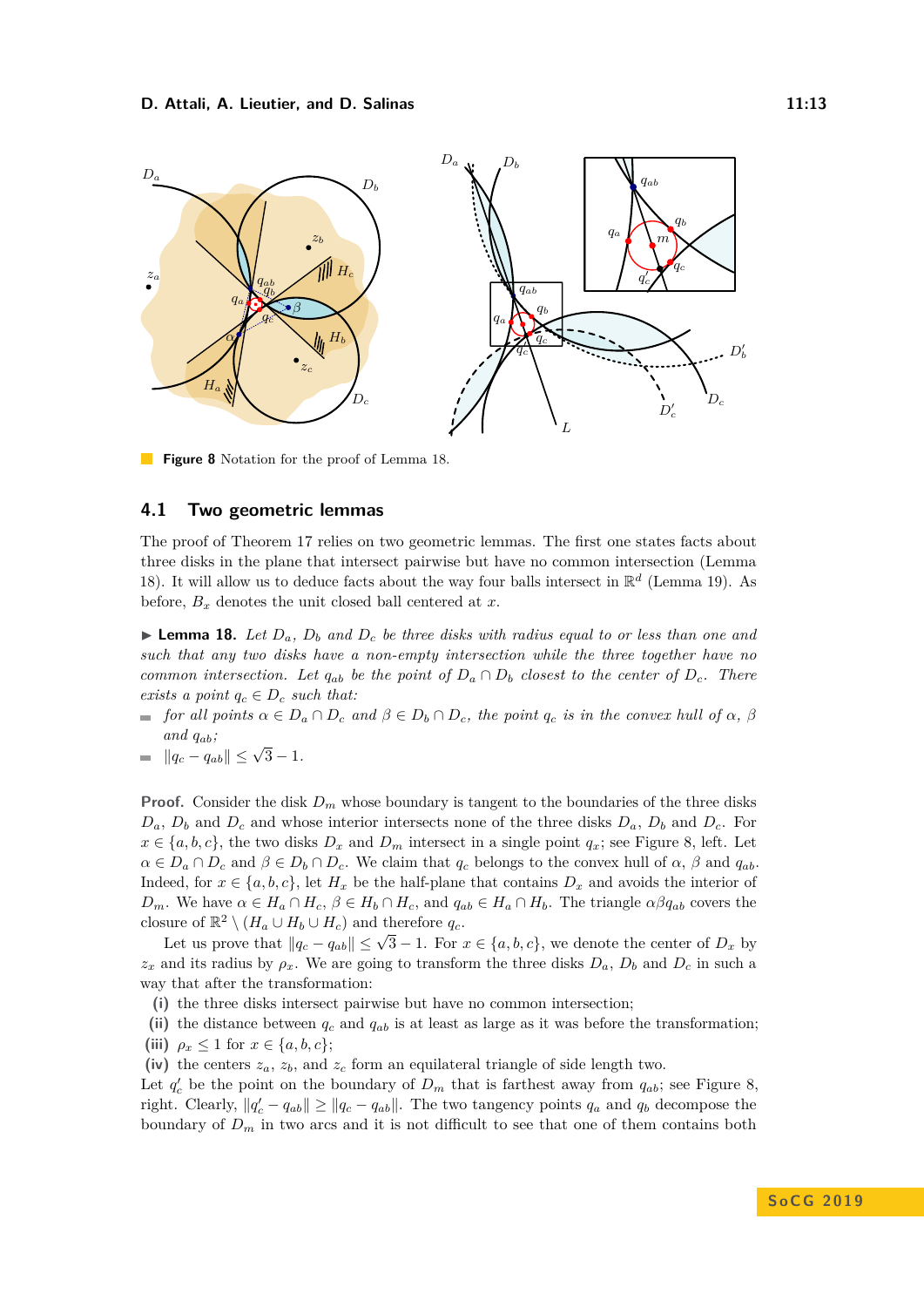**Figure 8** Notation for the proof of Lemma 18.

## 4.1 Two geometric lemmas

The proof of Theorem 17 relies on two geometric lemmas. The first one states facts about three disks in the plane that intersect pairwise but have no common intersection (Lemma 18). It will allow us to deduce facts about the way four balls intersect in $\mathbb{R}^d$ (Lemma 19). As before, $B_x$ denotes the unit closed ball centered at $x$.

▶ **Lemma 18.** *Let $D_a$, $D_b$ and $D_c$ be three disks with radius equal to or less than one and such that any two disks have a non-empty intersection while the three together have no common intersection. Let $q_{ab}$ be the point of $D_a \cap D_b$ closest to the center of $D_c$. There exists a point $q_c \in D_c$ such that:*

- *for all points $\alpha \in D_a \cap D_c$ and $\beta \in D_b \cap D_c$, the point $q_c$ is in the convex hull of $\alpha$, $\beta$ and $q_{ab}$;*
- $\|q_c - q_{ab}\| \leq \sqrt{3} - 1$.

**Proof.** Consider the disk $D_m$ whose boundary is tangent to the boundaries of the three disks $D_a$, $D_b$ and $D_c$ and whose interior intersects none of the three disks $D_a$, $D_b$ and $D_c$. For $x \in \{a, b, c\}$, the two disks $D_x$ and $D_m$ intersect in a single point $q_x$; see Figure 8, left. Let $\alpha \in D_a \cap D_c$ and $\beta \in D_b \cap D_c$. We claim that $q_c$ belongs to the convex hull of $\alpha$, $\beta$ and $q_{ab}$. Indeed, for $x \in \{a, b, c\}$, let $H_x$ be the half-plane that contains $D_x$ and avoids the interior of $D_m$. We have $\alpha \in H_a \cap H_c$, $\beta \in H_b \cap H_c$, and $q_{ab} \in H_a \cap H_b$. The triangle $\alpha\beta q_{ab}$ covers the closure of $\mathbb{R}^2 \setminus (H_a \cup H_b \cup H_c)$ and therefore $q_c$.

Let us prove that $\|q_c - q_{ab}\| \leq \sqrt{3} - 1$. For $x \in \{a, b, c\}$, we denote the center of $D_x$ by $z_x$ and its radius by $\rho_x$. We are going to transform the three disks $D_a$, $D_b$ and $D_c$ in such a way that after the transformation:

**(i)** the three disks intersect pairwise but have no common intersection;
**(ii)** the distance between $q_c$ and $q_{ab}$ is at least as large as it was before the transformation;
**(iii)** $\rho_x \leq 1$ for $x \in \{a, b, c\}$;
**(iv)** the centers $z_a$, $z_b$, and $z_c$ form an equilateral triangle of side length two.

Let $q'_c$ be the point on the boundary of $D_m$ that is farthest away from $q_{ab}$; see Figure 8, right. Clearly, $\|q'_c - q_{ab}\| \geq \|q_c - q_{ab}\|$. The two tangency points $q_a$ and $q_b$ decompose the boundary of $D_m$ in two arcs and it is not difficult to see that one of them contains both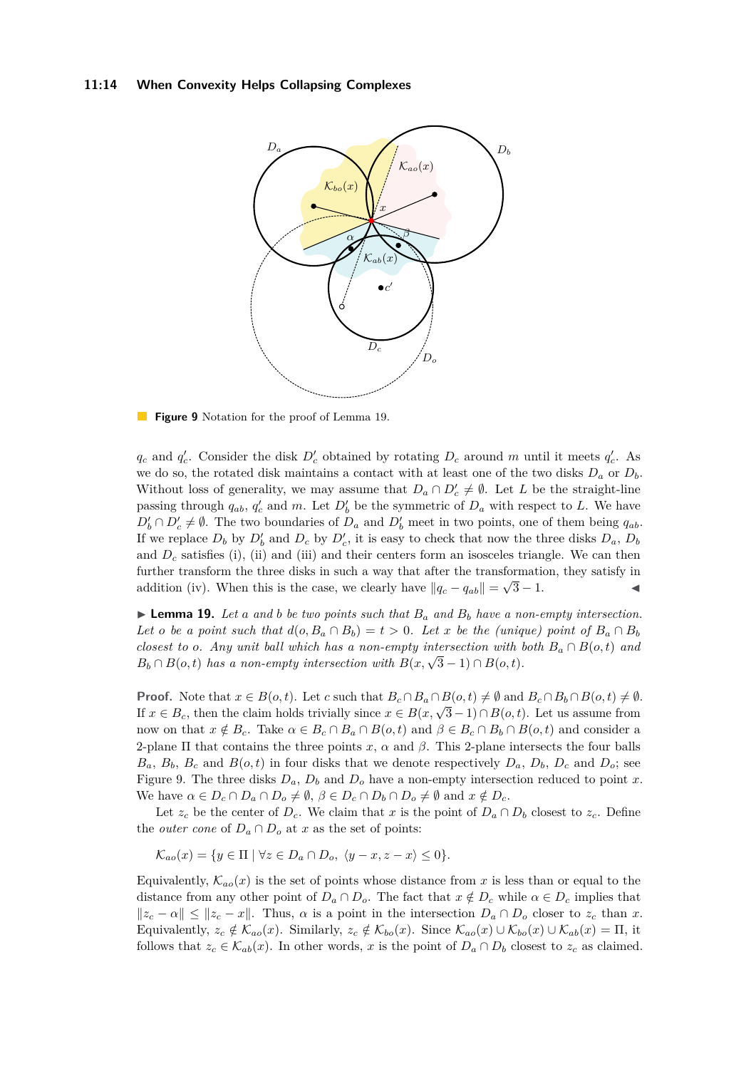**Figure 9** Notation for the proof of Lemma 19.

$q_c$ and $q'_c$. Consider the disk $D'_c$ obtained by rotating $D_c$ around $m$ until it meets $q'_c$. As we do so, the rotated disk maintains a contact with at least one of the two disks $D_a$ or $D_b$. Without loss of generality, we may assume that $D_a \cap D'_c \neq \emptyset$. Let $L$ be the straight-line passing through $q_{ab}$, $q'_c$ and $m$. Let $D'_b$ be the symmetric of $D_a$ with respect to $L$. We have $D'_b \cap D'_c \neq \emptyset$. The two boundaries of $D_a$ and $D'_b$ meet in two points, one of them being $q_{ab}$. If we replace $D_b$ by $D'_b$ and $D_c$ by $D'_c$, it is easy to check that now the three disks $D_a$, $D_b$ and $D_c$ satisfies (i), (ii) and (iii) and their centers form an isosceles triangle. We can then further transform the three disks in such a way that after the transformation, they satisfy in addition (iv). When this is the case, we clearly have $\|q_c - q_{ab}\| = \sqrt{3} - 1$. ◀

▶ **Lemma 19.** *Let $a$ and $b$ be two points such that $B_a$ and $B_b$ have a non-empty intersection. Let $o$ be a point such that $d(o, B_a \cap B_b) = t > 0$. Let $x$ be the (unique) point of $B_a \cap B_b$ closest to $o$. Any unit ball which has a non-empty intersection with both $B_a \cap B(o,t)$ and $B_b \cap B(o,t)$ has a non-empty intersection with $B(x, \sqrt{3}-1) \cap B(o,t)$.*

**Proof.** Note that $x \in B(o,t)$. Let $c$ such that $B_c \cap B_a \cap B(o,t) \neq \emptyset$ and $B_c \cap B_b \cap B(o,t) \neq \emptyset$. If $x \in B_c$, then the claim holds trivially since $x \in B(x, \sqrt{3}-1) \cap B(o,t)$. Let us assume from now on that $x \notin B_c$. Take $\alpha \in B_c \cap B_a \cap B(o,t)$ and $\beta \in B_c \cap B_b \cap B(o,t)$ and consider a 2-plane $\Pi$ that contains the three points $x$, $\alpha$ and $\beta$. This 2-plane intersects the four balls $B_a$, $B_b$, $B_c$ and $B(o,t)$ in four disks that we denote respectively $D_a$, $D_b$, $D_c$ and $D_o$; see Figure 9. The three disks $D_a$, $D_b$ and $D_o$ have a non-empty intersection reduced to point $x$. We have $\alpha \in D_c \cap D_a \cap D_o \neq \emptyset$, $\beta \in D_c \cap D_b \cap D_o \neq \emptyset$ and $x \notin D_c$.

Let $z_c$ be the center of $D_c$. We claim that $x$ is the point of $D_a \cap D_b$ closest to $z_c$. Define the *outer cone* of $D_a \cap D_o$ at $x$ as the set of points:

$$\mathcal{K}_{ao}(x) = \{y \in \Pi \mid \forall z \in D_a \cap D_o,\ \langle y - x, z - x\rangle \leq 0\}.$$

Equivalently, $\mathcal{K}_{ao}(x)$ is the set of points whose distance from $x$ is less than or equal to the distance from any other point of $D_a \cap D_o$. The fact that $x \notin D_c$ while $\alpha \in D_c$ implies that $\|z_c - \alpha\| \leq \|z_c - x\|$. Thus, $\alpha$ is a point in the intersection $D_a \cap D_o$ closer to $z_c$ than $x$. Equivalently, $z_c \notin \mathcal{K}_{ao}(x)$. Similarly, $z_c \notin \mathcal{K}_{bo}(x)$. Since $\mathcal{K}_{ao}(x) \cup \mathcal{K}_{bo}(x) \cup \mathcal{K}_{ab}(x) = \Pi$, it follows that $z_c \in \mathcal{K}_{ab}(x)$. In other words, $x$ is the point of $D_a \cap D_b$ closest to $z_c$ as claimed.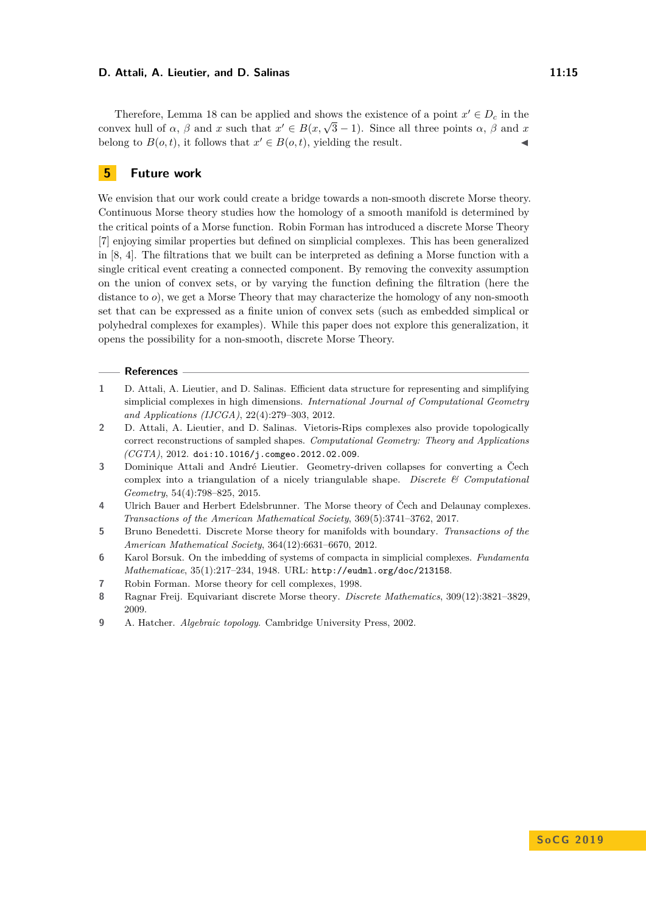Therefore, Lemma 18 can be applied and shows the existence of a point $x' \in D_c$ in the convex hull of $\alpha$, $\beta$ and $x$ such that $x' \in B(x, \sqrt{3} - 1)$. Since all three points $\alpha$, $\beta$ and $x$ belong to $B(o, t)$, it follows that $x' \in B(o, t)$, yielding the result. ◀

## 5 Future work

We envision that our work could create a bridge towards a non-smooth discrete Morse theory. Continuous Morse theory studies how the homology of a smooth manifold is determined by the critical points of a Morse function. Robin Forman has introduced a discrete Morse Theory [7] enjoying similar properties but defined on simplicial complexes. This has been generalized in [8, 4]. The filtrations that we built can be interpreted as defining a Morse function with a single critical event creating a connected component. By removing the convexity assumption on the union of convex sets, or by varying the function defining the filtration (here the distance to $o$), we get a Morse Theory that may characterize the homology of any non-smooth set that can be expressed as a finite union of convex sets (such as embedded simplicial or polyhedral complexes for examples). While this paper does not explore this generalization, it opens the possibility for a non-smooth, discrete Morse Theory.

## References

1. D. Attali, A. Lieutier, and D. Salinas. Efficient data structure for representing and simplifying simplicial complexes in high dimensions. *International Journal of Computational Geometry and Applications (IJCGA)*, 22(4):279–303, 2012.
2. D. Attali, A. Lieutier, and D. Salinas. Vietoris-Rips complexes also provide topologically correct reconstructions of sampled shapes. *Computational Geometry: Theory and Applications (CGTA)*, 2012. doi:10.1016/j.comgeo.2012.02.009.
3. Dominique Attali and André Lieutier. Geometry-driven collapses for converting a Čech complex into a triangulation of a nicely triangulable shape. *Discrete & Computational Geometry*, 54(4):798–825, 2015.
4. Ulrich Bauer and Herbert Edelsbrunner. The Morse theory of Čech and Delaunay complexes. *Transactions of the American Mathematical Society*, 369(5):3741–3762, 2017.
5. Bruno Benedetti. Discrete Morse theory for manifolds with boundary. *Transactions of the American Mathematical Society*, 364(12):6631–6670, 2012.
6. Karol Borsuk. On the imbedding of systems of compacta in simplicial complexes. *Fundamenta Mathematicae*, 35(1):217–234, 1948. URL: http://eudml.org/doc/213158.
7. Robin Forman. Morse theory for cell complexes, 1998.
8. Ragnar Freij. Equivariant discrete Morse theory. *Discrete Mathematics*, 309(12):3821–3829, 2009.
9. A. Hatcher. *Algebraic topology*. Cambridge University Press, 2002.